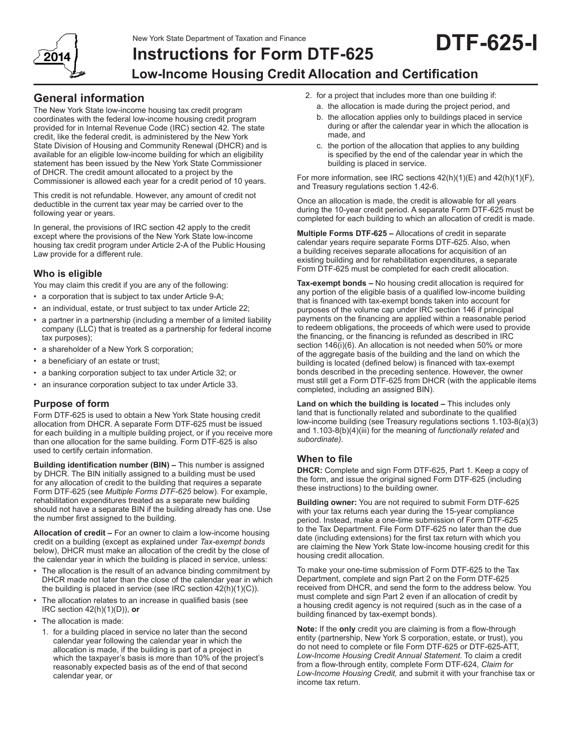New York State Department of Taxation and Finance

# Instructions for Form DTF-625

**DTF-625-I**

2014

## Low-Income Housing Credit Allocation and Certification

## General information

The New York State low-income housing tax credit program coordinates with the federal low-income housing credit program provided for in Internal Revenue Code (IRC) section 42. The state credit, like the federal credit, is administered by the New York State Division of Housing and Community Renewal (DHCR) and is available for an eligible low-income building for which an eligibility statement has been issued by the New York State Commissioner of DHCR. The credit amount allocated to a project by the Commissioner is allowed each year for a credit period of 10 years.

This credit is not refundable. However, any amount of credit not deductible in the current tax year may be carried over to the following year or years.

In general, the provisions of IRC section 42 apply to the credit except where the provisions of the New York State low-income housing tax credit program under Article 2-A of the Public Housing Law provide for a different rule.

### Who is eligible

You may claim this credit if you are any of the following:

- a corporation that is subject to tax under Article 9-A;
- an individual, estate, or trust subject to tax under Article 22;
- a partner in a partnership (including a member of a limited liability company (LLC) that is treated as a partnership for federal income tax purposes);
- a shareholder of a New York S corporation;
- a beneficiary of an estate or trust;
- a banking corporation subject to tax under Article 32; or
- an insurance corporation subject to tax under Article 33.

### Purpose of form

Form DTF-625 is used to obtain a New York State housing credit allocation from DHCR. A separate Form DTF-625 must be issued for each building in a multiple building project, or if you receive more than one allocation for the same building. Form DTF-625 is also used to certify certain information.

**Building identification number (BIN) –** This number is assigned by DHCR. The BIN initially assigned to a building must be used for any allocation of credit to the building that requires a separate Form DTF-625 (see *Multiple Forms DTF-625* below). For example, rehabilitation expenditures treated as a separate new building should not have a separate BIN if the building already has one. Use the number first assigned to the building.

**Allocation of credit –** For an owner to claim a low-income housing credit on a building (except as explained under *Tax-exempt bonds* below), DHCR must make an allocation of the credit by the close of the calendar year in which the building is placed in service, unless:

- The allocation is the result of an advance binding commitment by DHCR made not later than the close of the calendar year in which the building is placed in service (see IRC section 42(h)(1)(C)).
- The allocation relates to an increase in qualified basis (see IRC section 42(h)(1)(D)), **or**
- The allocation is made:
  1. for a building placed in service no later than the second calendar year following the calendar year in which the allocation is made, if the building is part of a project in which the taxpayer's basis is more than 10% of the project's reasonably expected basis as of the end of that second calendar year, or
  2. for a project that includes more than one building if:
     a. the allocation is made during the project period, and
     b. the allocation applies only to buildings placed in service during or after the calendar year in which the allocation is made, and
     c. the portion of the allocation that applies to any building is specified by the end of the calendar year in which the building is placed in service.

For more information, see IRC sections 42(h)(1)(E) and 42(h)(1)(F), and Treasury regulations section 1.42-6.

Once an allocation is made, the credit is allowable for all years during the 10-year credit period. A separate Form DTF-625 must be completed for each building to which an allocation of credit is made.

**Multiple Forms DTF-625 –** Allocations of credit in separate calendar years require separate Forms DTF-625. Also, when a building receives separate allocations for acquisition of an existing building and for rehabilitation expenditures, a separate Form DTF-625 must be completed for each credit allocation.

**Tax-exempt bonds –** No housing credit allocation is required for any portion of the eligible basis of a qualified low-income building that is financed with tax-exempt bonds taken into account for purposes of the volume cap under IRC section 146 if principal payments on the financing are applied within a reasonable period to redeem obligations, the proceeds of which were used to provide the financing, or the financing is refunded as described in IRC section 146(i)(6). An allocation is not needed when 50% or more of the aggregate basis of the building and the land on which the building is located (defined below) is financed with tax-exempt bonds described in the preceding sentence. However, the owner must still get a Form DTF-625 from DHCR (with the applicable items completed, including an assigned BIN).

**Land on which the building is located –** This includes only land that is functionally related and subordinate to the qualified low-income building (see Treasury regulations sections 1.103-8(a)(3) and 1.103-8(b)(4)(iii) for the meaning of *functionally related* and *subordinate)*.

### When to file

**DHCR:** Complete and sign Form DTF-625, Part 1. Keep a copy of the form, and issue the original signed Form DTF-625 (including these instructions) to the building owner.

**Building owner:** You are not required to submit Form DTF-625 with your tax returns each year during the 15-year compliance period. Instead, make a one-time submission of Form DTF-625 to the Tax Department. File Form DTF-625 no later than the due date (including extensions) for the first tax return with which you are claiming the New York State low-income housing credit for this housing credit allocation.

To make your one-time submission of Form DTF-625 to the Tax Department, complete and sign Part 2 on the Form DTF-625 received from DHCR, and send the form to the address below. You must complete and sign Part 2 even if an allocation of credit by a housing credit agency is not required (such as in the case of a building financed by tax-exempt bonds).

**Note:** If the **only** credit you are claiming is from a flow-through entity (partnership, New York S corporation, estate, or trust), you do not need to complete or file Form DTF-625 or DTF-625-ATT, *Low-Income Housing Credit Annual Statement.* To claim a credit from a flow-through entity, complete Form DTF-624, *Claim for Low-Income Housing Credit,* and submit it with your franchise tax or income tax return.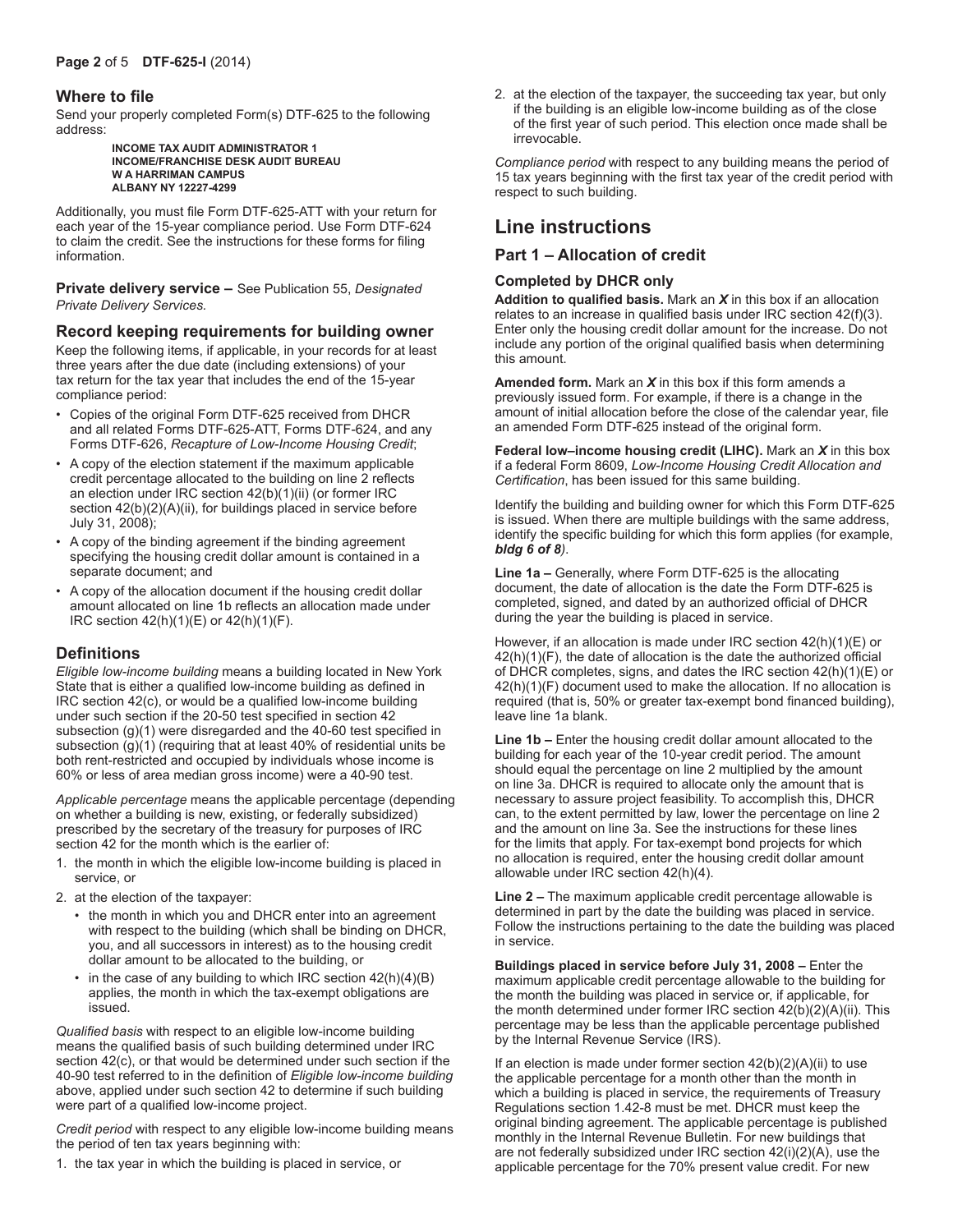### Where to file

Send your properly completed Form(s) DTF-625 to the following address:

**INCOME TAX AUDIT ADMINISTRATOR 1**
**INCOME/FRANCHISE DESK AUDIT BUREAU**
**W A HARRIMAN CAMPUS**
**ALBANY NY 12227-4299**

Additionally, you must file Form DTF-625-ATT with your return for each year of the 15-year compliance period. Use Form DTF-624 to claim the credit. See the instructions for these forms for filing information.

**Private delivery service –** See Publication 55, *Designated Private Delivery Services.*

### Record keeping requirements for building owner

Keep the following items, if applicable, in your records for at least three years after the due date (including extensions) of your tax return for the tax year that includes the end of the 15-year compliance period:

- Copies of the original Form DTF-625 received from DHCR and all related Forms DTF-625-ATT, Forms DTF-624, and any Forms DTF-626, *Recapture of Low-Income Housing Credit*;
- A copy of the election statement if the maximum applicable credit percentage allocated to the building on line 2 reflects an election under IRC section 42(b)(1)(ii) (or former IRC section 42(b)(2)(A)(ii), for buildings placed in service before July 31, 2008);
- A copy of the binding agreement if the binding agreement specifying the housing credit dollar amount is contained in a separate document; and
- A copy of the allocation document if the housing credit dollar amount allocated on line 1b reflects an allocation made under IRC section 42(h)(1)(E) or 42(h)(1)(F).

### Definitions

*Eligible low-income building* means a building located in New York State that is either a qualified low-income building as defined in IRC section 42(c), or would be a qualified low-income building under such section if the 20-50 test specified in section 42 subsection (g)(1) were disregarded and the 40-60 test specified in subsection (g)(1) (requiring that at least 40% of residential units be both rent-restricted and occupied by individuals whose income is 60% or less of area median gross income) were a 40-90 test.

*Applicable percentage* means the applicable percentage (depending on whether a building is new, existing, or federally subsidized) prescribed by the secretary of the treasury for purposes of IRC section 42 for the month which is the earlier of:

1. the month in which the eligible low-income building is placed in service, or
2. at the election of the taxpayer:
   - the month in which you and DHCR enter into an agreement with respect to the building (which shall be binding on DHCR, you, and all successors in interest) as to the housing credit dollar amount to be allocated to the building, or
   - in the case of any building to which IRC section 42(h)(4)(B) applies, the month in which the tax-exempt obligations are issued.

*Qualified basis* with respect to an eligible low-income building means the qualified basis of such building determined under IRC section 42(c), or that would be determined under such section if the 40-90 test referred to in the definition of *Eligible low-income building* above, applied under such section 42 to determine if such building were part of a qualified low-income project.

*Credit period* with respect to any eligible low-income building means the period of ten tax years beginning with:

1. the tax year in which the building is placed in service, or
2. at the election of the taxpayer, the succeeding tax year, but only if the building is an eligible low-income building as of the close of the first year of such period. This election once made shall be irrevocable.

*Compliance period* with respect to any building means the period of 15 tax years beginning with the first tax year of the credit period with respect to such building.

## Line instructions

### Part 1 – Allocation of credit

#### Completed by DHCR only

**Addition to qualified basis.** Mark an ***X*** in this box if an allocation relates to an increase in qualified basis under IRC section 42(f)(3). Enter only the housing credit dollar amount for the increase. Do not include any portion of the original qualified basis when determining this amount.

**Amended form.** Mark an ***X*** in this box if this form amends a previously issued form. For example, if there is a change in the amount of initial allocation before the close of the calendar year, file an amended Form DTF-625 instead of the original form.

**Federal low–income housing credit (LIHC).** Mark an ***X*** in this box if a federal Form 8609, *Low-Income Housing Credit Allocation and Certification*, has been issued for this same building.

Identify the building and building owner for which this Form DTF-625 is issued. When there are multiple buildings with the same address, identify the specific building for which this form applies (for example, ***bldg 6 of 8***).

**Line 1a –** Generally, where Form DTF-625 is the allocating document, the date of allocation is the date the Form DTF-625 is completed, signed, and dated by an authorized official of DHCR during the year the building is placed in service.

However, if an allocation is made under IRC section 42(h)(1)(E) or 42(h)(1)(F), the date of allocation is the date the authorized official of DHCR completes, signs, and dates the IRC section 42(h)(1)(E) or 42(h)(1)(F) document used to make the allocation. If no allocation is required (that is, 50% or greater tax-exempt bond financed building), leave line 1a blank.

**Line 1b –** Enter the housing credit dollar amount allocated to the building for each year of the 10-year credit period. The amount should equal the percentage on line 2 multiplied by the amount on line 3a. DHCR is required to allocate only the amount that is necessary to assure project feasibility. To accomplish this, DHCR can, to the extent permitted by law, lower the percentage on line 2 and the amount on line 3a. See the instructions for these lines for the limits that apply. For tax-exempt bond projects for which no allocation is required, enter the housing credit dollar amount allowable under IRC section 42(h)(4).

**Line 2 –** The maximum applicable credit percentage allowable is determined in part by the date the building was placed in service. Follow the instructions pertaining to the date the building was placed in service.

**Buildings placed in service before July 31, 2008 –** Enter the maximum applicable credit percentage allowable to the building for the month the building was placed in service or, if applicable, for the month determined under former IRC section 42(b)(2)(A)(ii). This percentage may be less than the applicable percentage published by the Internal Revenue Service (IRS).

If an election is made under former section 42(b)(2)(A)(ii) to use the applicable percentage for a month other than the month in which a building is placed in service, the requirements of Treasury Regulations section 1.42-8 must be met. DHCR must keep the original binding agreement. The applicable percentage is published monthly in the Internal Revenue Bulletin. For new buildings that are not federally subsidized under IRC section 42(i)(2)(A), use the applicable percentage for the 70% present value credit. For new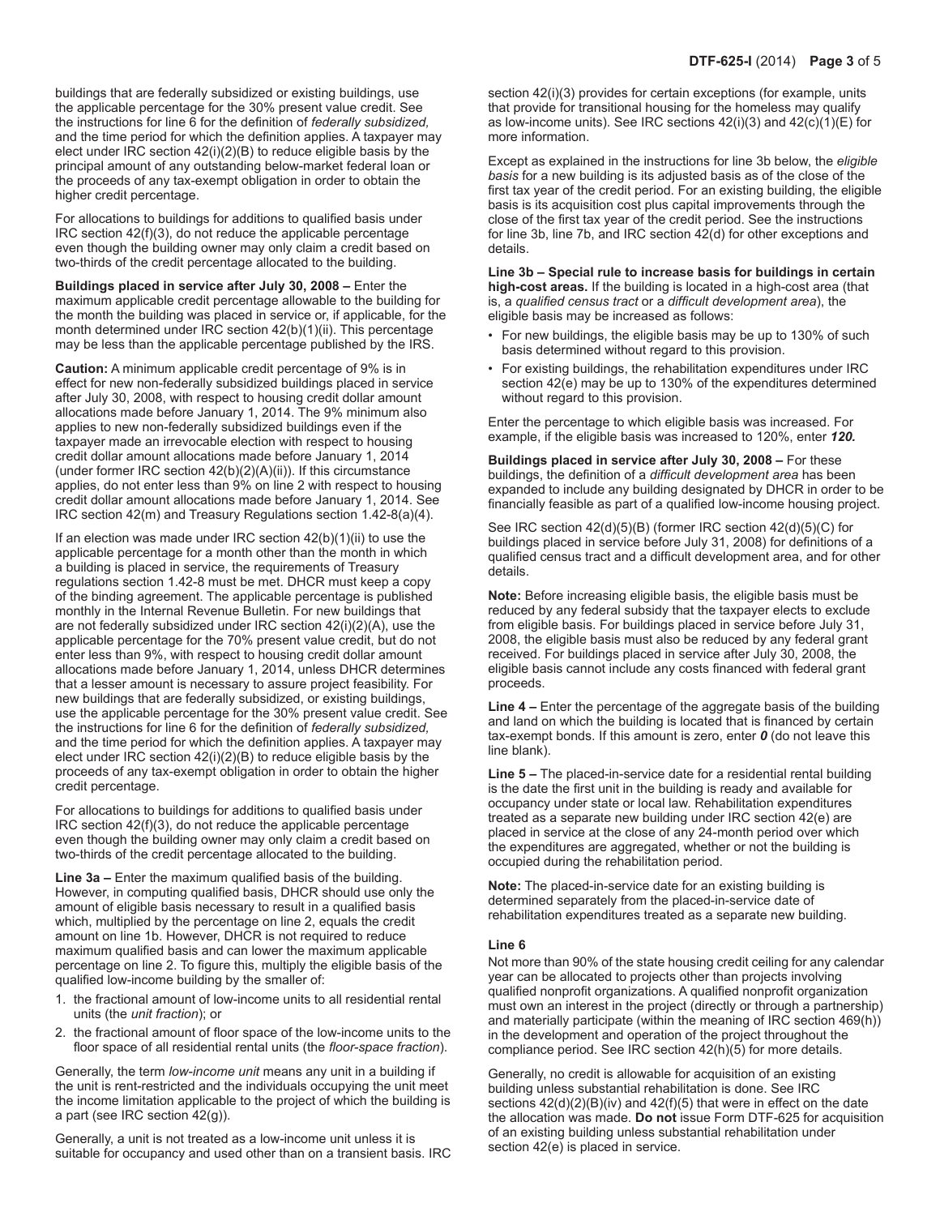buildings that are federally subsidized or existing buildings, use the applicable percentage for the 30% present value credit. See the instructions for line 6 for the definition of *federally subsidized,* and the time period for which the definition applies. A taxpayer may elect under IRC section 42(i)(2)(B) to reduce eligible basis by the principal amount of any outstanding below-market federal loan or the proceeds of any tax-exempt obligation in order to obtain the higher credit percentage.

For allocations to buildings for additions to qualified basis under IRC section 42(f)(3), do not reduce the applicable percentage even though the building owner may only claim a credit based on two-thirds of the credit percentage allocated to the building.

**Buildings placed in service after July 30, 2008 –** Enter the maximum applicable credit percentage allowable to the building for the month the building was placed in service or, if applicable, for the month determined under IRC section 42(b)(1)(ii). This percentage may be less than the applicable percentage published by the IRS.

**Caution:** A minimum applicable credit percentage of 9% is in effect for new non-federally subsidized buildings placed in service after July 30, 2008, with respect to housing credit dollar amount allocations made before January 1, 2014. The 9% minimum also applies to new non-federally subsidized buildings even if the taxpayer made an irrevocable election with respect to housing credit dollar amount allocations made before January 1, 2014 (under former IRC section 42(b)(2)(A)(ii)). If this circumstance applies, do not enter less than 9% on line 2 with respect to housing credit dollar amount allocations made before January 1, 2014. See IRC section 42(m) and Treasury Regulations section 1.42-8(a)(4).

If an election was made under IRC section 42(b)(1)(ii) to use the applicable percentage for a month other than the month in which a building is placed in service, the requirements of Treasury regulations section 1.42-8 must be met. DHCR must keep a copy of the binding agreement. The applicable percentage is published monthly in the Internal Revenue Bulletin. For new buildings that are not federally subsidized under IRC section 42(i)(2)(A), use the applicable percentage for the 70% present value credit, but do not enter less than 9%, with respect to housing credit dollar amount allocations made before January 1, 2014, unless DHCR determines that a lesser amount is necessary to assure project feasibility. For new buildings that are federally subsidized, or existing buildings, use the applicable percentage for the 30% present value credit. See the instructions for line 6 for the definition of *federally subsidized,* and the time period for which the definition applies. A taxpayer may elect under IRC section 42(i)(2)(B) to reduce eligible basis by the proceeds of any tax-exempt obligation in order to obtain the higher credit percentage.

For allocations to buildings for additions to qualified basis under IRC section 42(f)(3), do not reduce the applicable percentage even though the building owner may only claim a credit based on two-thirds of the credit percentage allocated to the building.

**Line 3a –** Enter the maximum qualified basis of the building. However, in computing qualified basis, DHCR should use only the amount of eligible basis necessary to result in a qualified basis which, multiplied by the percentage on line 2, equals the credit amount on line 1b. However, DHCR is not required to reduce maximum qualified basis and can lower the maximum applicable percentage on line 2. To figure this, multiply the eligible basis of the qualified low-income building by the smaller of:

1. the fractional amount of low-income units to all residential rental units (the *unit fraction*); or
2. the fractional amount of floor space of the low-income units to the floor space of all residential rental units (the *floor-space fraction*).

Generally, the term *low-income unit* means any unit in a building if the unit is rent-restricted and the individuals occupying the unit meet the income limitation applicable to the project of which the building is a part (see IRC section 42(g)).

Generally, a unit is not treated as a low-income unit unless it is suitable for occupancy and used other than on a transient basis. IRC section 42(i)(3) provides for certain exceptions (for example, units that provide for transitional housing for the homeless may qualify as low-income units). See IRC sections 42(i)(3) and 42(c)(1)(E) for more information.

Except as explained in the instructions for line 3b below, the *eligible basis* for a new building is its adjusted basis as of the close of the first tax year of the credit period. For an existing building, the eligible basis is its acquisition cost plus capital improvements through the close of the first tax year of the credit period. See the instructions for line 3b, line 7b, and IRC section 42(d) for other exceptions and details.

**Line 3b – Special rule to increase basis for buildings in certain high-cost areas.** If the building is located in a high-cost area (that is, a *qualified census tract* or a *difficult development area*), the eligible basis may be increased as follows:

- For new buildings, the eligible basis may be up to 130% of such basis determined without regard to this provision.
- For existing buildings, the rehabilitation expenditures under IRC section 42(e) may be up to 130% of the expenditures determined without regard to this provision.

Enter the percentage to which eligible basis was increased. For example, if the eligible basis was increased to 120%, enter ***120.***

**Buildings placed in service after July 30, 2008 –** For these buildings, the definition of a *difficult development area* has been expanded to include any building designated by DHCR in order to be financially feasible as part of a qualified low-income housing project.

See IRC section 42(d)(5)(B) (former IRC section 42(d)(5)(C) for buildings placed in service before July 31, 2008) for definitions of a qualified census tract and a difficult development area, and for other details.

**Note:** Before increasing eligible basis, the eligible basis must be reduced by any federal subsidy that the taxpayer elects to exclude from eligible basis. For buildings placed in service before July 31, 2008, the eligible basis must also be reduced by any federal grant received. For buildings placed in service after July 30, 2008, the eligible basis cannot include any costs financed with federal grant proceeds.

**Line 4 –** Enter the percentage of the aggregate basis of the building and land on which the building is located that is financed by certain tax-exempt bonds. If this amount is zero, enter ***0*** (do not leave this line blank).

**Line 5 –** The placed-in-service date for a residential rental building is the date the first unit in the building is ready and available for occupancy under state or local law. Rehabilitation expenditures treated as a separate new building under IRC section 42(e) are placed in service at the close of any 24-month period over which the expenditures are aggregated, whether or not the building is occupied during the rehabilitation period.

**Note:** The placed-in-service date for an existing building is determined separately from the placed-in-service date of rehabilitation expenditures treated as a separate new building.

**Line 6**

Not more than 90% of the state housing credit ceiling for any calendar year can be allocated to projects other than projects involving qualified nonprofit organizations. A qualified nonprofit organization must own an interest in the project (directly or through a partnership) and materially participate (within the meaning of IRC section 469(h)) in the development and operation of the project throughout the compliance period. See IRC section 42(h)(5) for more details.

Generally, no credit is allowable for acquisition of an existing building unless substantial rehabilitation is done. See IRC sections 42(d)(2)(B)(iv) and 42(f)(5) that were in effect on the date the allocation was made. **Do not** issue Form DTF-625 for acquisition of an existing building unless substantial rehabilitation under section 42(e) is placed in service.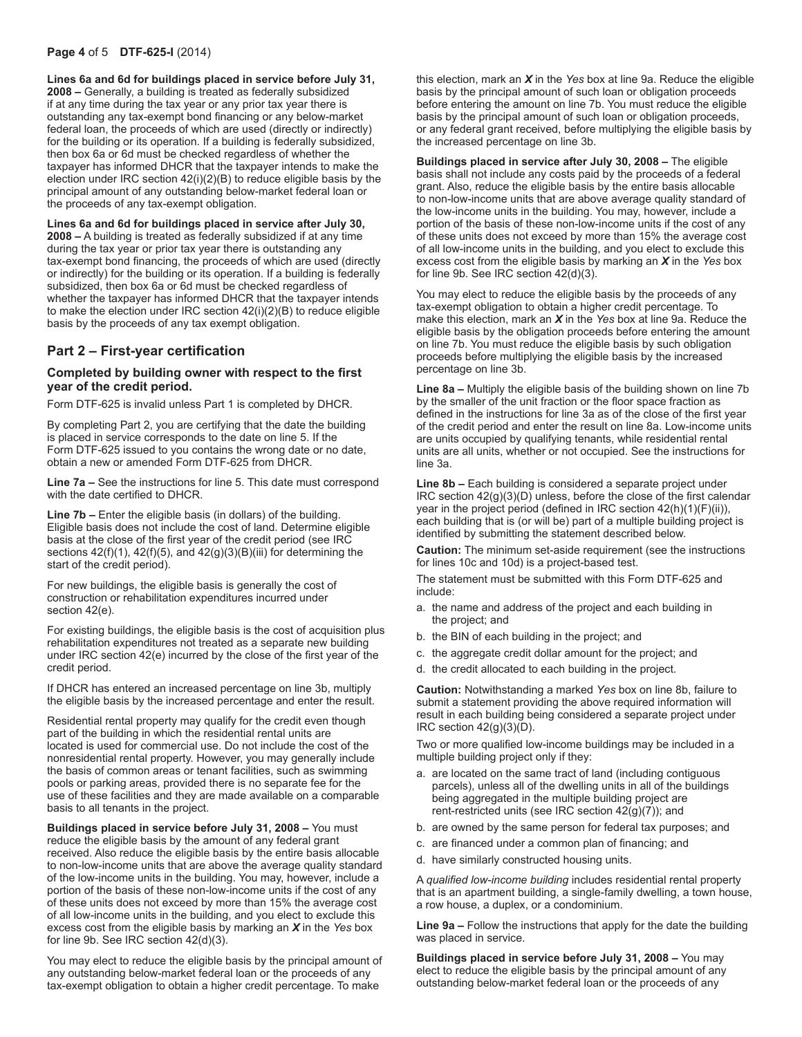**Lines 6a and 6d for buildings placed in service before July 31, 2008 –** Generally, a building is treated as federally subsidized if at any time during the tax year or any prior tax year there is outstanding any tax-exempt bond financing or any below-market federal loan, the proceeds of which are used (directly or indirectly) for the building or its operation. If a building is federally subsidized, then box 6a or 6d must be checked regardless of whether the taxpayer has informed DHCR that the taxpayer intends to make the election under IRC section 42(i)(2)(B) to reduce eligible basis by the principal amount of any outstanding below-market federal loan or the proceeds of any tax-exempt obligation.

**Lines 6a and 6d for buildings placed in service after July 30, 2008 –** A building is treated as federally subsidized if at any time during the tax year or prior tax year there is outstanding any tax-exempt bond financing, the proceeds of which are used (directly or indirectly) for the building or its operation. If a building is federally subsidized, then box 6a or 6d must be checked regardless of whether the taxpayer has informed DHCR that the taxpayer intends to make the election under IRC section 42(i)(2)(B) to reduce eligible basis by the proceeds of any tax exempt obligation.

## Part 2 – First-year certification

### Completed by building owner with respect to the first year of the credit period.

Form DTF-625 is invalid unless Part 1 is completed by DHCR.

By completing Part 2, you are certifying that the date the building is placed in service corresponds to the date on line 5. If the Form DTF-625 issued to you contains the wrong date or no date, obtain a new or amended Form DTF-625 from DHCR.

**Line 7a –** See the instructions for line 5. This date must correspond with the date certified to DHCR.

**Line 7b –** Enter the eligible basis (in dollars) of the building. Eligible basis does not include the cost of land. Determine eligible basis at the close of the first year of the credit period (see IRC sections 42(f)(1), 42(f)(5), and 42(g)(3)(B)(iii) for determining the start of the credit period).

For new buildings, the eligible basis is generally the cost of construction or rehabilitation expenditures incurred under section 42(e).

For existing buildings, the eligible basis is the cost of acquisition plus rehabilitation expenditures not treated as a separate new building under IRC section 42(e) incurred by the close of the first year of the credit period.

If DHCR has entered an increased percentage on line 3b, multiply the eligible basis by the increased percentage and enter the result.

Residential rental property may qualify for the credit even though part of the building in which the residential rental units are located is used for commercial use. Do not include the cost of the nonresidential rental property. However, you may generally include the basis of common areas or tenant facilities, such as swimming pools or parking areas, provided there is no separate fee for the use of these facilities and they are made available on a comparable basis to all tenants in the project.

**Buildings placed in service before July 31, 2008 –** You must reduce the eligible basis by the amount of any federal grant received. Also reduce the eligible basis by the entire basis allocable to non-low-income units that are above the average quality standard of the low-income units in the building. You may, however, include a portion of the basis of these non-low-income units if the cost of any of these units does not exceed by more than 15% the average cost of all low-income units in the building, and you elect to exclude this excess cost from the eligible basis by marking an ***X*** in the *Yes* box for line 9b. See IRC section 42(d)(3).

You may elect to reduce the eligible basis by the principal amount of any outstanding below-market federal loan or the proceeds of any tax-exempt obligation to obtain a higher credit percentage. To make this election, mark an ***X*** in the *Yes* box at line 9a. Reduce the eligible basis by the principal amount of such loan or obligation proceeds before entering the amount on line 7b. You must reduce the eligible basis by the principal amount of such loan or obligation proceeds, or any federal grant received, before multiplying the eligible basis by the increased percentage on line 3b.

**Buildings placed in service after July 30, 2008 –** The eligible basis shall not include any costs paid by the proceeds of a federal grant. Also, reduce the eligible basis by the entire basis allocable to non-low-income units that are above average quality standard of the low-income units in the building. You may, however, include a portion of the basis of these non-low-income units if the cost of any of these units does not exceed by more than 15% the average cost of all low-income units in the building, and you elect to exclude this excess cost from the eligible basis by marking an ***X*** in the *Yes* box for line 9b. See IRC section 42(d)(3).

You may elect to reduce the eligible basis by the proceeds of any tax-exempt obligation to obtain a higher credit percentage. To make this election, mark an ***X*** in the *Yes* box at line 9a. Reduce the eligible basis by the obligation proceeds before entering the amount on line 7b. You must reduce the eligible basis by such obligation proceeds before multiplying the eligible basis by the increased percentage on line 3b.

**Line 8a –** Multiply the eligible basis of the building shown on line 7b by the smaller of the unit fraction or the floor space fraction as defined in the instructions for line 3a as of the close of the first year of the credit period and enter the result on line 8a. Low-income units are units occupied by qualifying tenants, while residential rental units are all units, whether or not occupied. See the instructions for line 3a.

**Line 8b –** Each building is considered a separate project under IRC section 42(g)(3)(D) unless, before the close of the first calendar year in the project period (defined in IRC section 42(h)(1)(F)(ii)), each building that is (or will be) part of a multiple building project is identified by submitting the statement described below.

**Caution:** The minimum set-aside requirement (see the instructions for lines 10c and 10d) is a project-based test.

The statement must be submitted with this Form DTF-625 and include:

a. the name and address of the project and each building in the project; and
b. the BIN of each building in the project; and
c. the aggregate credit dollar amount for the project; and
d. the credit allocated to each building in the project.

**Caution:** Notwithstanding a marked *Yes* box on line 8b, failure to submit a statement providing the above required information will result in each building being considered a separate project under IRC section 42(g)(3)(D).

Two or more qualified low-income buildings may be included in a multiple building project only if they:

a. are located on the same tract of land (including contiguous parcels), unless all of the dwelling units in all of the buildings being aggregated in the multiple building project are rent-restricted units (see IRC section 42(g)(7)); and
b. are owned by the same person for federal tax purposes; and
c. are financed under a common plan of financing; and
d. have similarly constructed housing units.

A *qualified low-income building* includes residential rental property that is an apartment building, a single-family dwelling, a town house, a row house, a duplex, or a condominium.

**Line 9a –** Follow the instructions that apply for the date the building was placed in service.

**Buildings placed in service before July 31, 2008 –** You may elect to reduce the eligible basis by the principal amount of any outstanding below-market federal loan or the proceeds of any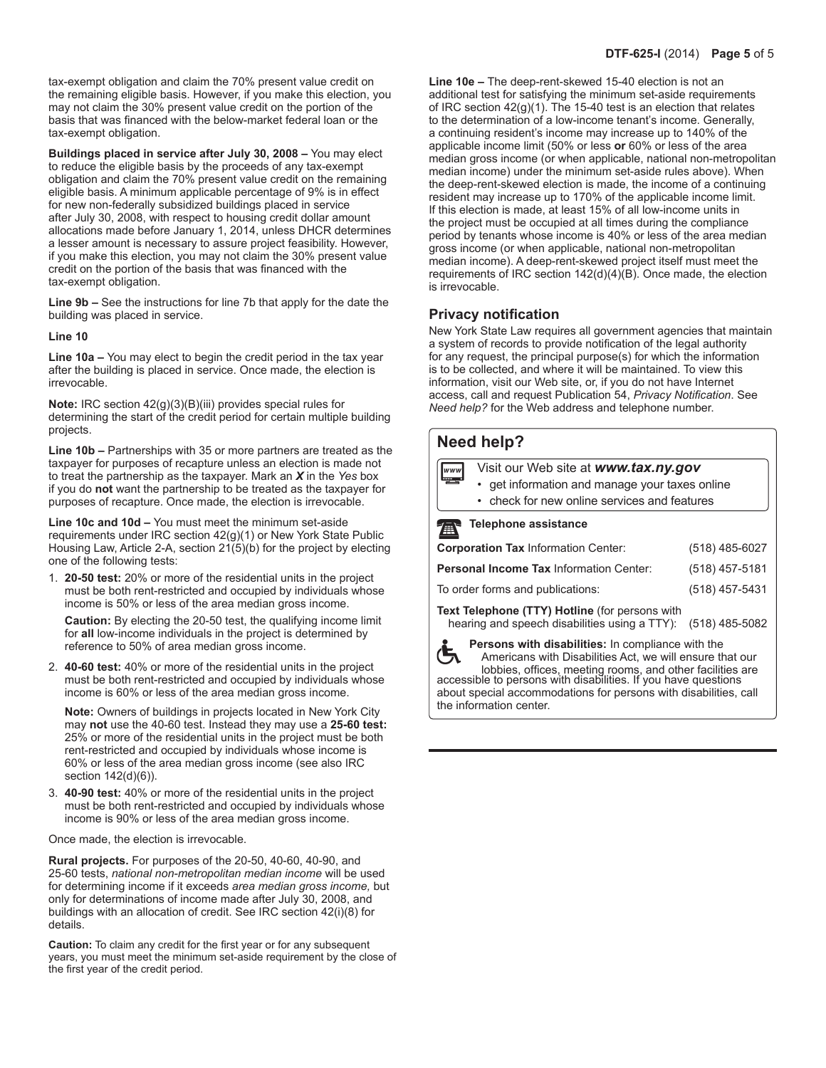tax-exempt obligation and claim the 70% present value credit on the remaining eligible basis. However, if you make this election, you may not claim the 30% present value credit on the portion of the basis that was financed with the below-market federal loan or the tax-exempt obligation.

**Buildings placed in service after July 30, 2008 –** You may elect to reduce the eligible basis by the proceeds of any tax-exempt obligation and claim the 70% present value credit on the remaining eligible basis. A minimum applicable percentage of 9% is in effect for new non-federally subsidized buildings placed in service after July 30, 2008, with respect to housing credit dollar amount allocations made before January 1, 2014, unless DHCR determines a lesser amount is necessary to assure project feasibility. However, if you make this election, you may not claim the 30% present value credit on the portion of the basis that was financed with the tax-exempt obligation.

**Line 9b –** See the instructions for line 7b that apply for the date the building was placed in service.

**Line 10**

**Line 10a –** You may elect to begin the credit period in the tax year after the building is placed in service. Once made, the election is irrevocable.

**Note:** IRC section 42(g)(3)(B)(iii) provides special rules for determining the start of the credit period for certain multiple building projects.

**Line 10b –** Partnerships with 35 or more partners are treated as the taxpayer for purposes of recapture unless an election is made not to treat the partnership as the taxpayer. Mark an ***X*** in the *Yes* box if you do **not** want the partnership to be treated as the taxpayer for purposes of recapture. Once made, the election is irrevocable.

**Line 10c and 10d –** You must meet the minimum set-aside requirements under IRC section 42(g)(1) or New York State Public Housing Law, Article 2-A, section 21(5)(b) for the project by electing one of the following tests:

1. **20-50 test:** 20% or more of the residential units in the project must be both rent-restricted and occupied by individuals whose income is 50% or less of the area median gross income.

   **Caution:** By electing the 20-50 test, the qualifying income limit for **all** low-income individuals in the project is determined by reference to 50% of area median gross income.

2. **40-60 test:** 40% or more of the residential units in the project must be both rent-restricted and occupied by individuals whose income is 60% or less of the area median gross income.

   **Note:** Owners of buildings in projects located in New York City may **not** use the 40-60 test. Instead they may use a **25-60 test:** 25% or more of the residential units in the project must be both rent-restricted and occupied by individuals whose income is 60% or less of the area median gross income (see also IRC section 142(d)(6)).

3. **40-90 test:** 40% or more of the residential units in the project must be both rent-restricted and occupied by individuals whose income is 90% or less of the area median gross income.

Once made, the election is irrevocable.

**Rural projects.** For purposes of the 20-50, 40-60, 40-90, and 25-60 tests, *national non-metropolitan median income* will be used for determining income if it exceeds *area median gross income,* but only for determinations of income made after July 30, 2008, and buildings with an allocation of credit. See IRC section 42(i)(8) for details.

**Caution:** To claim any credit for the first year or for any subsequent years, you must meet the minimum set-aside requirement by the close of the first year of the credit period.

**Line 10e –** The deep-rent-skewed 15-40 election is not an additional test for satisfying the minimum set-aside requirements of IRC section 42(g)(1). The 15-40 test is an election that relates to the determination of a low-income tenant's income. Generally, a continuing resident's income may increase up to 140% of the applicable income limit (50% or less **or** 60% or less of the area median gross income (or when applicable, national non-metropolitan median income) under the minimum set-aside rules above). When the deep-rent-skewed election is made, the income of a continuing resident may increase up to 170% of the applicable income limit. If this election is made, at least 15% of all low-income units in the project must be occupied at all times during the compliance period by tenants whose income is 40% or less of the area median gross income (or when applicable, national non-metropolitan median income). A deep-rent-skewed project itself must meet the requirements of IRC section 142(d)(4)(B). Once made, the election is irrevocable.

## Privacy notification

New York State Law requires all government agencies that maintain a system of records to provide notification of the legal authority for any request, the principal purpose(s) for which the information is to be collected, and where it will be maintained. To view this information, visit our Web site, or, if you do not have Internet access, call and request Publication 54, *Privacy Notification*. See *Need help?* for the Web address and telephone number.

## Need help?

Visit our Web site at ***www.tax.ny.gov***

- get information and manage your taxes online
- check for new online services and features

**Telephone assistance**

| | |
|---|---|
| **Corporation Tax** Information Center: | (518) 485-6027 |
| **Personal Income Tax** Information Center: | (518) 457-5181 |
| To order forms and publications: | (518) 457-5431 |
| **Text Telephone (TTY) Hotline** (for persons with hearing and speech disabilities using a TTY): | (518) 485-5082 |

**Persons with disabilities:** In compliance with the Americans with Disabilities Act, we will ensure that our lobbies, offices, meeting rooms, and other facilities are accessible to persons with disabilities. If you have questions about special accommodations for persons with disabilities, call the information center.